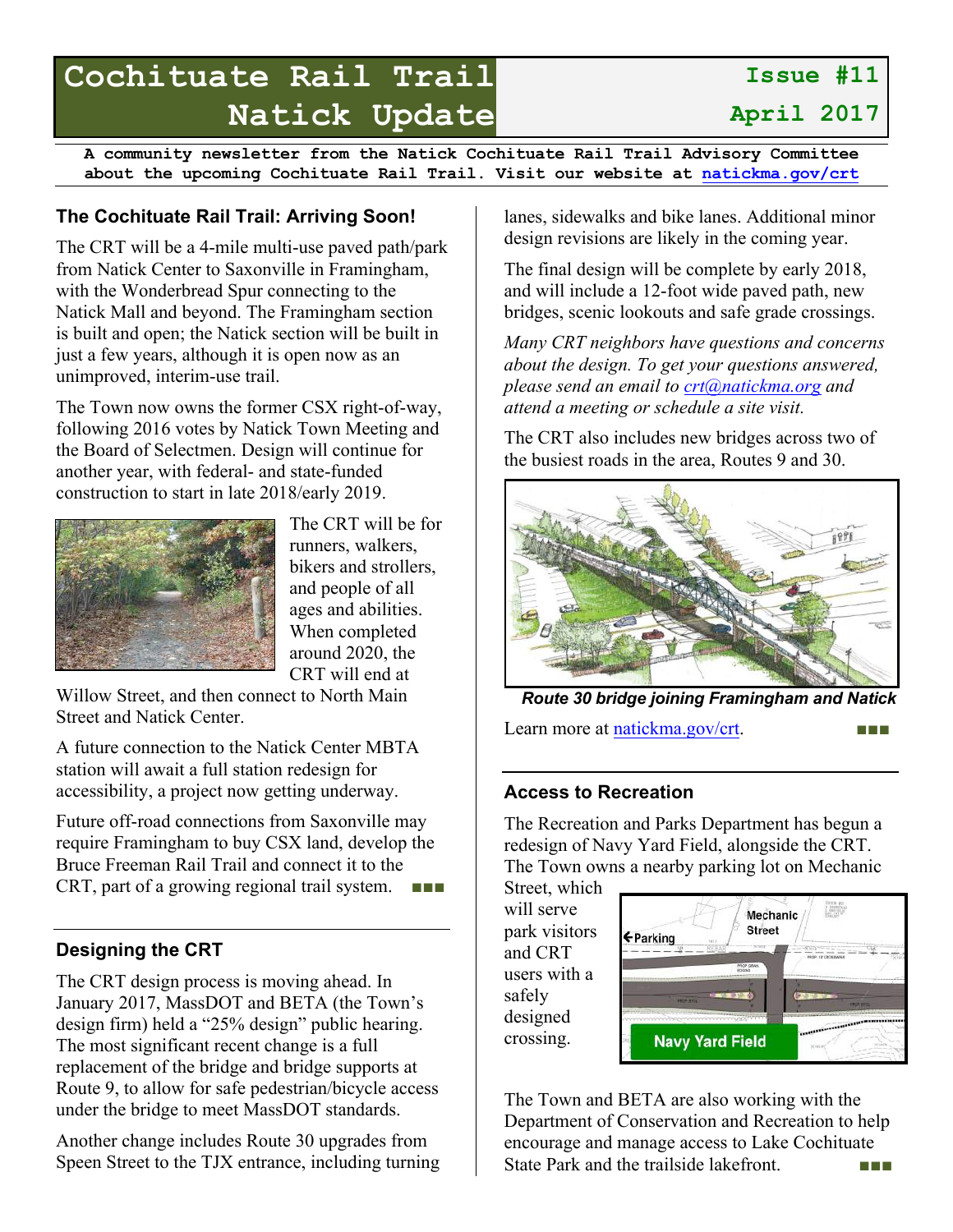# Cochituate Rail Trail Natick Update

**Issue #11**
**April 2017**

**A community newsletter from the Natick Cochituate Rail Trail Advisory Committee about the upcoming Cochituate Rail Trail. Visit our website at natickma.gov/crt**

## The Cochituate Rail Trail: Arriving Soon!

The CRT will be a 4-mile multi-use paved path/park from Natick Center to Saxonville in Framingham, with the Wonderbread Spur connecting to the Natick Mall and beyond. The Framingham section is built and open; the Natick section will be built in just a few years, although it is open now as an unimproved, interim-use trail.

The Town now owns the former CSX right-of-way, following 2016 votes by Natick Town Meeting and the Board of Selectmen. Design will continue for another year, with federal- and state-funded construction to start in late 2018/early 2019.

The CRT will be for runners, walkers, bikers and strollers, and people of all ages and abilities. When completed around 2020, the CRT will end at Willow Street, and then connect to North Main Street and Natick Center.

A future connection to the Natick Center MBTA station will await a full station redesign for accessibility, a project now getting underway.

Future off-road connections from Saxonville may require Framingham to buy CSX land, develop the Bruce Freeman Rail Trail and connect it to the CRT, part of a growing regional trail system. ■■■

## Designing the CRT

The CRT design process is moving ahead. In January 2017, MassDOT and BETA (the Town's design firm) held a "25% design" public hearing. The most significant recent change is a full replacement of the bridge and bridge supports at Route 9, to allow for safe pedestrian/bicycle access under the bridge to meet MassDOT standards.

Another change includes Route 30 upgrades from Speen Street to the TJX entrance, including turning lanes, sidewalks and bike lanes. Additional minor design revisions are likely in the coming year.

The final design will be complete by early 2018, and will include a 12-foot wide paved path, new bridges, scenic lookouts and safe grade crossings.

*Many CRT neighbors have questions and concerns about the design. To get your questions answered, please send an email to crt@natickma.org and attend a meeting or schedule a site visit.*

The CRT also includes new bridges across two of the busiest roads in the area, Routes 9 and 30.

***Route 30 bridge joining Framingham and Natick***

Learn more at natickma.gov/crt. ■■■

## Access to Recreation

The Recreation and Parks Department has begun a redesign of Navy Yard Field, alongside the CRT. The Town owns a nearby parking lot on Mechanic Street, which will serve park visitors and CRT users with a safely designed crossing.

The Town and BETA are also working with the Department of Conservation and Recreation to help encourage and manage access to Lake Cochituate State Park and the trailside lakefront. ■■■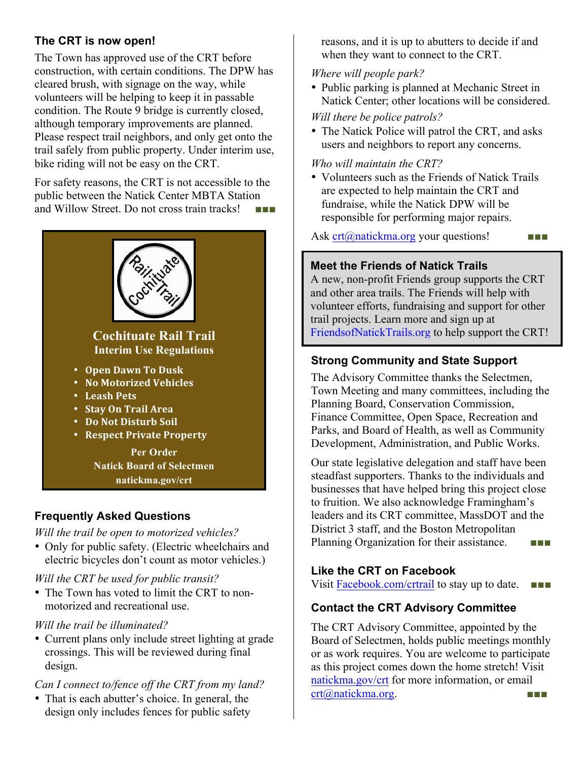## The CRT is now open!

The Town has approved use of the CRT before construction, with certain conditions. The DPW has cleared brush, with signage on the way, while volunteers will be helping to keep it in passable condition. The Route 9 bridge is currently closed, although temporary improvements are planned. Please respect trail neighbors, and only get onto the trail safely from public property. Under interim use, bike riding will not be easy on the CRT.

For safety reasons, the CRT is not accessible to the public between the Natick Center MBTA Station and Willow Street. Do not cross train tracks! ■■■

Rail Trail Cochituate

**Cochituate Rail Trail**
**Interim Use Regulations**

- **Open Dawn To Dusk**
- **No Motorized Vehicles**
- **Leash Pets**
- **Stay On Trail Area**
- **Do Not Disturb Soil**
- **Respect Private Property**

**Per Order**
**Natick Board of Selectmen**
**natickma.gov/crt**

## Frequently Asked Questions

*Will the trail be open to motorized vehicles?*

- Only for public safety. (Electric wheelchairs and electric bicycles don't count as motor vehicles.)

*Will the CRT be used for public transit?*

- The Town has voted to limit the CRT to non-motorized and recreational use.

*Will the trail be illuminated?*

- Current plans only include street lighting at grade crossings. This will be reviewed during final design.

*Can I connect to/fence off the CRT from my land?*

- That is each abutter's choice. In general, the design only includes fences for public safety reasons, and it is up to abutters to decide if and when they want to connect to the CRT.

*Where will people park?*

- Public parking is planned at Mechanic Street in Natick Center; other locations will be considered.

*Will there be police patrols?*

- The Natick Police will patrol the CRT, and asks users and neighbors to report any concerns.

*Who will maintain the CRT?*

- Volunteers such as the Friends of Natick Trails are expected to help maintain the CRT and fundraise, while the Natick DPW will be responsible for performing major repairs.

Ask crt@natickma.org your questions! ■■■

## Meet the Friends of Natick Trails

A new, non-profit Friends group supports the CRT and other area trails. The Friends will help with volunteer efforts, fundraising and support for other trail projects. Learn more and sign up at FriendsofNatickTrails.org to help support the CRT!

## Strong Community and State Support

The Advisory Committee thanks the Selectmen, Town Meeting and many committees, including the Planning Board, Conservation Commission, Finance Committee, Open Space, Recreation and Parks, and Board of Health, as well as Community Development, Administration, and Public Works.

Our state legislative delegation and staff have been steadfast supporters. Thanks to the individuals and businesses that have helped bring this project close to fruition. We also acknowledge Framingham's leaders and its CRT committee, MassDOT and the District 3 staff, and the Boston Metropolitan Planning Organization for their assistance. ■■■

## Like the CRT on Facebook

Visit Facebook.com/crtrail to stay up to date. ■■■

## Contact the CRT Advisory Committee

The CRT Advisory Committee, appointed by the Board of Selectmen, holds public meetings monthly or as work requires. You are welcome to participate as this project comes down the home stretch! Visit natickma.gov/crt for more information, or email crt@natickma.org. ■■■